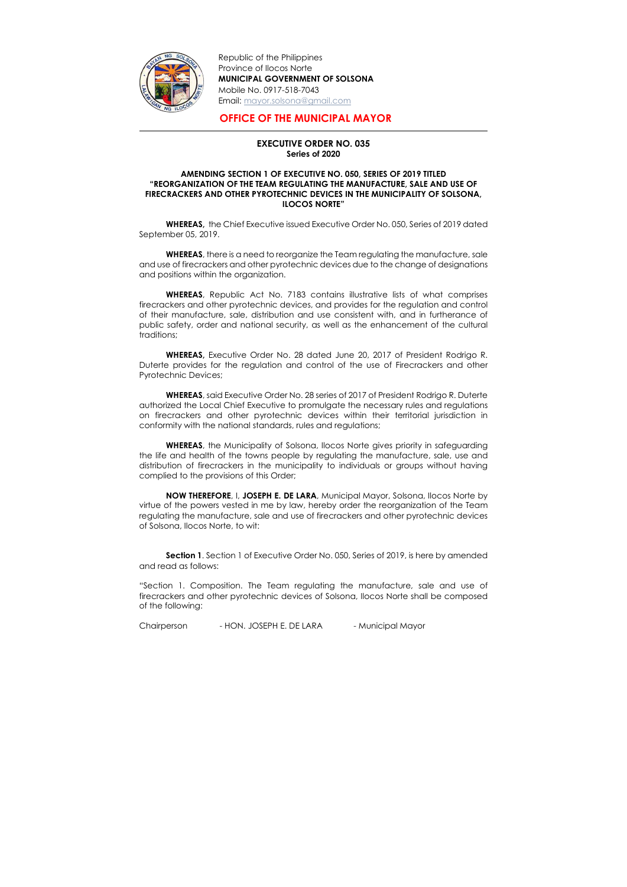Republic of the Philippines
Province of Ilocos Norte
**MUNICIPAL GOVERNMENT OF SOLSONA**
Mobile No. 0917-518-7043
Email: mayor.solsona@gmail.com

## OFFICE OF THE MUNICIPAL MAYOR

**EXECUTIVE ORDER NO. 035**
**Series of 2020**

**AMENDING SECTION 1 OF EXECUTIVE NO. 050, SERIES OF 2019 TITLED "REORGANIZATION OF THE TEAM REGULATING THE MANUFACTURE, SALE AND USE OF FIRECRACKERS AND OTHER PYROTECHNIC DEVICES IN THE MUNICIPALITY OF SOLSONA, ILOCOS NORTE"**

**WHEREAS,** the Chief Executive issued Executive Order No. 050, Series of 2019 dated September 05, 2019.

**WHEREAS**, there is a need to reorganize the Team regulating the manufacture, sale and use of firecrackers and other pyrotechnic devices due to the change of designations and positions within the organization.

**WHEREAS**, Republic Act No. 7183 contains illustrative lists of what comprises firecrackers and other pyrotechnic devices, and provides for the regulation and control of their manufacture, sale, distribution and use consistent with, and in furtherance of public safety, order and national security, as well as the enhancement of the cultural traditions;

**WHEREAS,** Executive Order No. 28 dated June 20, 2017 of President Rodrigo R. Duterte provides for the regulation and control of the use of Firecrackers and other Pyrotechnic Devices;

**WHEREAS**, said Executive Order No. 28 series of 2017 of President Rodrigo R. Duterte authorized the Local Chief Executive to promulgate the necessary rules and regulations on firecrackers and other pyrotechnic devices within their territorial jurisdiction in conformity with the national standards, rules and regulations;

**WHEREAS**, the Municipality of Solsona, Ilocos Norte gives priority in safeguarding the life and health of the towns people by regulating the manufacture, sale, use and distribution of firecrackers in the municipality to individuals or groups without having complied to the provisions of this Order;

**NOW THEREFORE**, I, **JOSEPH E. DE LARA**, Municipal Mayor, Solsona, Ilocos Norte by virtue of the powers vested in me by law, hereby order the reorganization of the Team regulating the manufacture, sale and use of firecrackers and other pyrotechnic devices of Solsona, Ilocos Norte, to wit:

**Section 1**. Section 1 of Executive Order No. 050, Series of 2019, is here by amended and read as follows:

"Section 1. Composition. The Team regulating the manufacture, sale and use of firecrackers and other pyrotechnic devices of Solsona, Ilocos Norte shall be composed of the following:

| | | |
|---|---|---|
| Chairperson | - HON. JOSEPH E. DE LARA | - Municipal Mayor |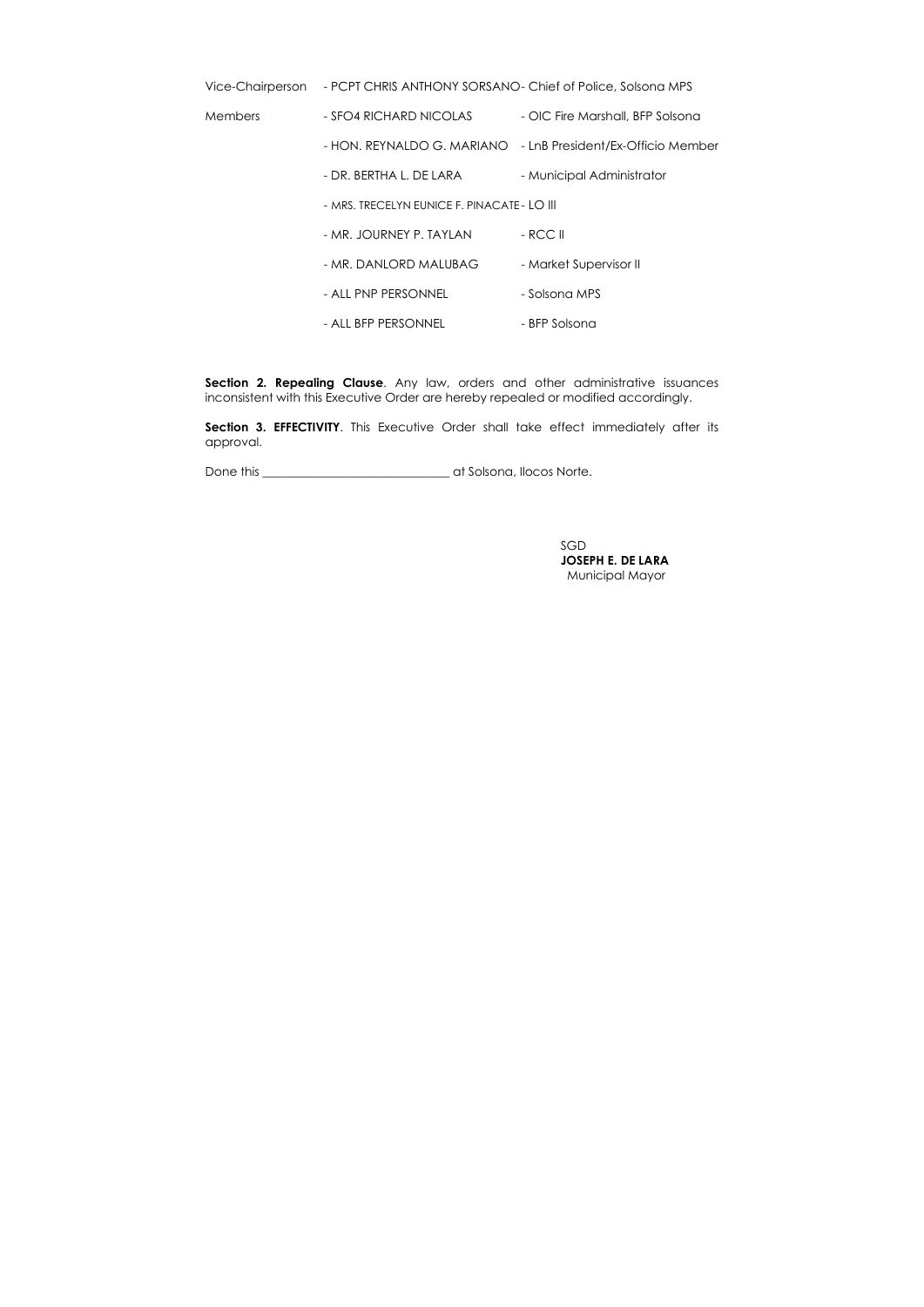| | | |
|---|---|---|
| Vice-Chairperson | - PCPT CHRIS ANTHONY SORSANO | - Chief of Police, Solsona MPS |
| Members | - SFO4 RICHARD NICOLAS | - OIC Fire Marshall, BFP Solsona |
| | - HON. REYNALDO G. MARIANO | - LnB President/Ex-Officio Member |
| | - DR. BERTHA L. DE LARA | - Municipal Administrator |
| | - MRS. TRECELYN EUNICE F. PINACATE | - LO III |
| | - MR. JOURNEY P. TAYLAN | - RCC II |
| | - MR. DANLORD MALUBAG | - Market Supervisor II |
| | - ALL PNP PERSONNEL | - Solsona MPS |
| | - ALL BFP PERSONNEL | - BFP Solsona |

**Section 2. Repealing Clause**. Any law, orders and other administrative issuances inconsistent with this Executive Order are hereby repealed or modified accordingly.

**Section 3. EFFECTIVITY**. This Executive Order shall take effect immediately after its approval.

Done this ______________________________ at Solsona, Ilocos Norte.

SGD
**JOSEPH E. DE LARA**
Municipal Mayor